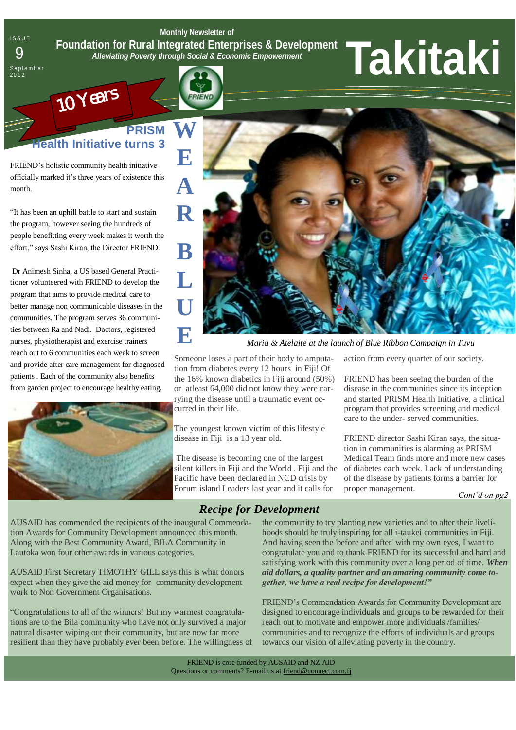ISSUE 9 September 2012

Monthly Newsletter of

**Foundation for Rural Integrated Enterprises & Development**

*Alleviating Poverty through Social & Economic Empowerment*

# Takitaki

10 Years

## PRISM Health Initiative turns 3

FRIEND's holistic community health initiative officially marked it's three years of existence this month.

"It has been an uphill battle to start and sustain the program, however seeing the hundreds of people benefitting every week makes it worth the effort." says Sashi Kiran, the Director FRIEND.

Dr Animesh Sinha, a US based General Practitioner volunteered with FRIEND to develop the program that aims to provide medical care to better manage non communicable diseases in the communities. The program serves 36 communities between Ra and Nadi. Doctors, registered nurses, physiotherapist and exercise trainers reach out to 6 communities each week to screen and provide after care management for diagnosed patients . Each of the community also benefits from garden project to encourage healthy eating.

## WE ARE BLUE

*Maria & Atelaite at the launch of Blue Ribbon Campaign in Tuvu*

Someone loses a part of their body to amputation from diabetes every 12 hours in Fiji! Of the 16% known diabetics in Fiji around (50%) or atleast 64,000 did not know they were carrying the disease until a traumatic event occurred in their life.

The youngest known victim of this lifestyle disease in Fiji is a 13 year old.

The disease is becoming one of the largest silent killers in Fiji and the World . Fiji and the Pacific have been declared in NCD crisis by Forum island Leaders last year and it calls for action from every quarter of our society.

FRIEND has been seeing the burden of the disease in the communities since its inception and started PRISM Health Initiative, a clinical program that provides screening and medical care to the under- served communities.

FRIEND director Sashi Kiran says, the situation in communities is alarming as PRISM Medical Team finds more and more new cases of diabetes each week. Lack of understanding of the disease by patients forms a barrier for proper management.

*Cont'd on pg2*

## *Recipe for Development*

AUSAID has commended the recipients of the inaugural Commendation Awards for Community Development announced this month. Along with the Best Community Award, BILA Community in Lautoka won four other awards in various categories.

AUSAID First Secretary TIMOTHY GILL says this is what donors expect when they give the aid money for community development work to Non Government Organisations.

"Congratulations to all of the winners! But my warmest congratulations are to the Bila community who have not only survived a major natural disaster wiping out their community, but are now far more resilient than they have probably ever been before. The willingness of the community to try planting new varieties and to alter their livelihoods should be truly inspiring for all i-taukei communities in Fiji. And having seen the 'before and after' with my own eyes, I want to congratulate you and to thank FRIEND for its successful and hard and satisfying work with this community over a long period of time. ***When aid dollars, a quality partner and an amazing community come together, we have a real recipe for development!"***

FRIEND's Commendation Awards for Community Development are designed to encourage individuals and groups to be rewarded for their reach out to motivate and empower more individuals /families/ communities and to recognize the efforts of individuals and groups towards our vision of alleviating poverty in the country.

FRIEND is core funded by AUSAID and NZ AID
Questions or comments? E-mail us at friend@connect.com.fj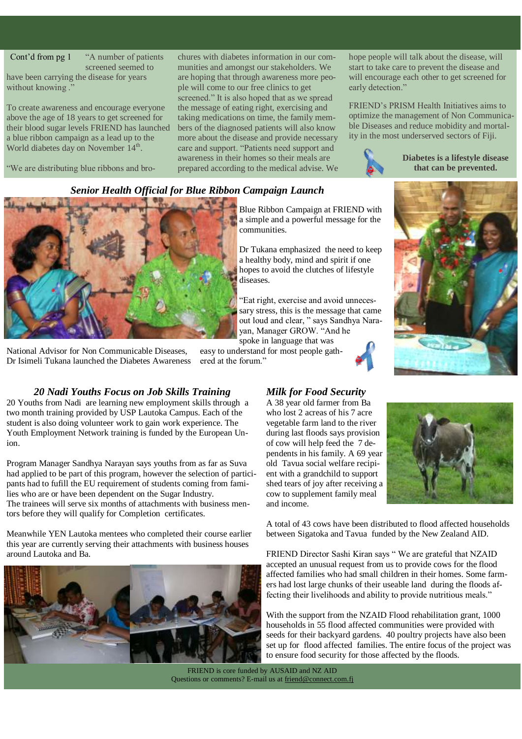Cont'd from pg 1 "A number of patients screened seemed to have been carrying the disease for years without knowing ."

To create awareness and encourage everyone above the age of 18 years to get screened for their blood sugar levels FRIEND has launched a blue ribbon campaign as a lead up to the World diabetes day on November 14th.

"We are distributing blue ribbons and brochures with diabetes information in our communities and amongst our stakeholders. We are hoping that through awareness more people will come to our free clinics to get screened." It is also hoped that as we spread the message of eating right, exercising and taking medications on time, the family members of the diagnosed patients will also know more about the disease and provide necessary care and support. "Patients need support and awareness in their homes so their meals are prepared according to the medical advise. We hope people will talk about the disease, will start to take care to prevent the disease and will encourage each other to get screened for early detection."

FRIEND's PRISM Health Initiatives aims to optimize the management of Non Communicable Diseases and reduce mobidity and mortality in the most underserved sectors of Fiji.

**Diabetes is a lifestyle disease that can be prevented.**

## *Senior Health Official for Blue Ribbon Campaign Launch*

National Advisor for Non Communicable Diseases, Dr Isimeli Tukana launched the Diabetes Awareness Blue Ribbon Campaign at FRIEND with a simple and a powerful message for the communities.

Dr Tukana emphasized the need to keep a healthy body, mind and spirit if one hopes to avoid the clutches of lifestyle diseases.

"Eat right, exercise and avoid unnecessary stress, this is the message that came out loud and clear, " says Sandhya Narayan, Manager GROW. "And he spoke in language that was easy to understand for most people gathered at the forum."

## *20 Nadi Youths Focus on Job Skills Training*

20 Youths from Nadi are learning new employment skills through a two month training provided by USP Lautoka Campus. Each of the student is also doing volunteer work to gain work experience. The Youth Employment Network training is funded by the European Union.

Program Manager Sandhya Narayan says youths from as far as Suva had applied to be part of this program, however the selection of participants had to fufill the EU requirement of students coming from families who are or have been dependent on the Sugar Industry.
The trainees will serve six months of attachments with business mentors before they will qualify for Completion certificates.

Meanwhile YEN Lautoka mentees who completed their course earlier this year are currently serving their attachments with business houses around Lautoka and Ba.

## *Milk for Food Security*

A 38 year old farmer from Ba who lost 2 acreas of his 7 acre vegetable farm land to the river during last floods says provision of cow will help feed the 7 dependents in his family. A 69 year old Tavua social welfare recipient with a grandchild to support shed tears of joy after receiving a cow to supplement family meal and income.

A total of 43 cows have been distributed to flood affected households between Sigatoka and Tavua funded by the New Zealand AID.

FRIEND Director Sashi Kiran says " We are grateful that NZAID accepted an unusual request from us to provide cows for the flood affected families who had small children in their homes. Some farmers had lost large chunks of their useable land during the floods affecting their livelihoods and ability to provide nutritious meals."

With the support from the NZAID Flood rehabilitation grant, 1000 households in 55 flood affected communities were provided with seeds for their backyard gardens. 40 poultry projects have also been set up for flood affected families. The entire focus of the project was to ensure food security for those affected by the floods.

FRIEND is core funded by AUSAID and NZ AID
Questions or comments? E-mail us at friend@connect.com.fj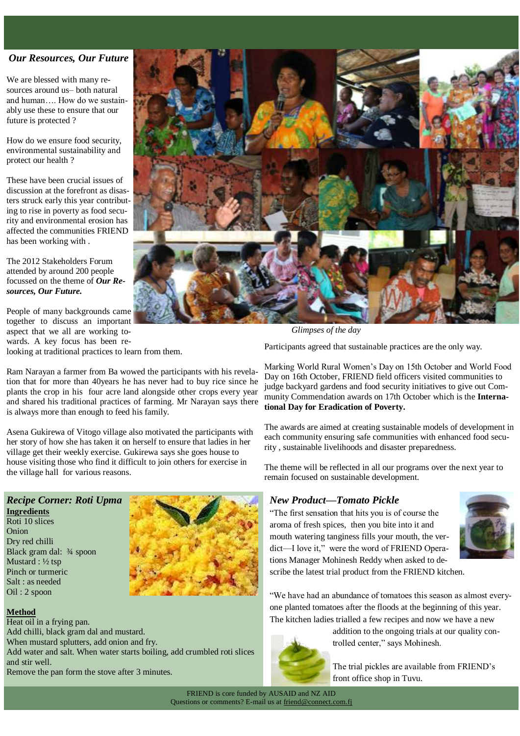## *Our Resources, Our Future*

We are blessed with many resources around us– both natural and human…. How do we sustainably use these to ensure that our future is protected ?

How do we ensure food security, environmental sustainability and protect our health ?

These have been crucial issues of discussion at the forefront as disasters struck early this year contributing to rise in poverty as food security and environmental erosion has affected the communities FRIEND has been working with .

The 2012 Stakeholders Forum attended by around 200 people focussed on the theme of ***Our Resources, Our Future.***

People of many backgrounds came together to discuss an important aspect that we all are working towards. A key focus has been relooking at traditional practices to learn from them.

Ram Narayan a farmer from Ba wowed the participants with his revelation that for more than 40years he has never had to buy rice since he plants the crop in his four acre land alongside other crops every year and shared his traditional practices of farming. Mr Narayan says there is always more than enough to feed his family.

Asena Gukirewa of Vitogo village also motivated the participants with her story of how she has taken it on herself to ensure that ladies in her village get their weekly exercise. Gukirewa says she goes house to house visiting those who find it difficult to join others for exercise in the village hall for various reasons.

*Glimpses of the day*

Participants agreed that sustainable practices are the only way.

Marking World Rural Women's Day on 15th October and World Food Day on 16th October, FRIEND field officers visited communities to judge backyard gardens and food security initiatives to give out Community Commendation awards on 17th October which is the **International Day for Eradication of Poverty.**

The awards are aimed at creating sustainable models of development in each community ensuring safe communities with enhanced food security , sustainable livelihoods and disaster preparedness.

The theme will be reflected in all our programs over the next year to remain focused on sustainable development.

## *Recipe Corner: Roti Upma*

**Ingredients**

Roti 10 slices
Onion
Dry red chilli
Black gram dal: ¾ spoon
Mustard : ½ tsp
Pinch or turmeric
Salt : as needed
Oil : 2 spoon

**Method**

Heat oil in a frying pan.
Add chilli, black gram dal and mustard.
When mustard splutters, add onion and fry.
Add water and salt. When water starts boiling, add crumbled roti slices and stir well.
Remove the pan form the stove after 3 minutes.

## *New Product—Tomato Pickle*

"The first sensation that hits you is of course the aroma of fresh spices, then you bite into it and mouth watering tanginess fills your mouth, the verdict—I love it," were the word of FRIEND Operations Manager Mohinesh Reddy when asked to describe the latest trial product from the FRIEND kitchen.

"We have had an abundance of tomatoes this season as almost everyone planted tomatoes after the floods at the beginning of this year. The kitchen ladies trialled a few recipes and now we have a new addition to the ongoing trials at our quality controlled center," says Mohinesh.

The trial pickles are available from FRIEND's front office shop in Tuvu.

FRIEND is core funded by AUSAID and NZ AID
Questions or comments? E-mail us at friend@connect.com.fj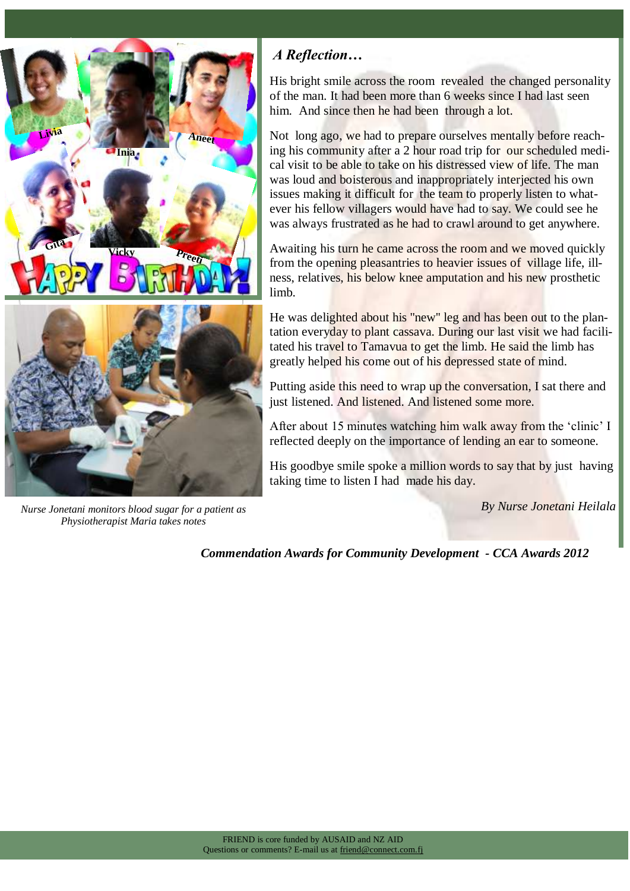Livia

Inia

Aneet

Gita

Vicky

Preeti

HAPPY BIRTHDAY!

Nurse Jonetani monitors blood sugar for a patient as Physiotherapist Maria takes notes

## *A Reflection…*

His bright smile across the room revealed the changed personality of the man. It had been more than 6 weeks since I had last seen him. And since then he had been through a lot.

Not long ago, we had to prepare ourselves mentally before reaching his community after a 2 hour road trip for our scheduled medical visit to be able to take on his distressed view of life. The man was loud and boisterous and inappropriately interjected his own issues making it difficult for the team to properly listen to whatever his fellow villagers would have had to say. We could see he was always frustrated as he had to crawl around to get anywhere.

Awaiting his turn he came across the room and we moved quickly from the opening pleasantries to heavier issues of village life, illness, relatives, his below knee amputation and his new prosthetic limb.

He was delighted about his "new" leg and has been out to the plantation everyday to plant cassava. During our last visit we had facilitated his travel to Tamavua to get the limb. He said the limb has greatly helped his come out of his depressed state of mind.

Putting aside this need to wrap up the conversation, I sat there and just listened. And listened. And listened some more.

After about 15 minutes watching him walk away from the 'clinic' I reflected deeply on the importance of lending an ear to someone.

His goodbye smile spoke a million words to say that by just having taking time to listen I had made his day.

*By Nurse Jonetani Heilala*

***Commendation Awards for Community Development - CCA Awards 2012***

FRIEND is core funded by AUSAID and NZ AID
Questions or comments? E-mail us at friend@connect.com.fj